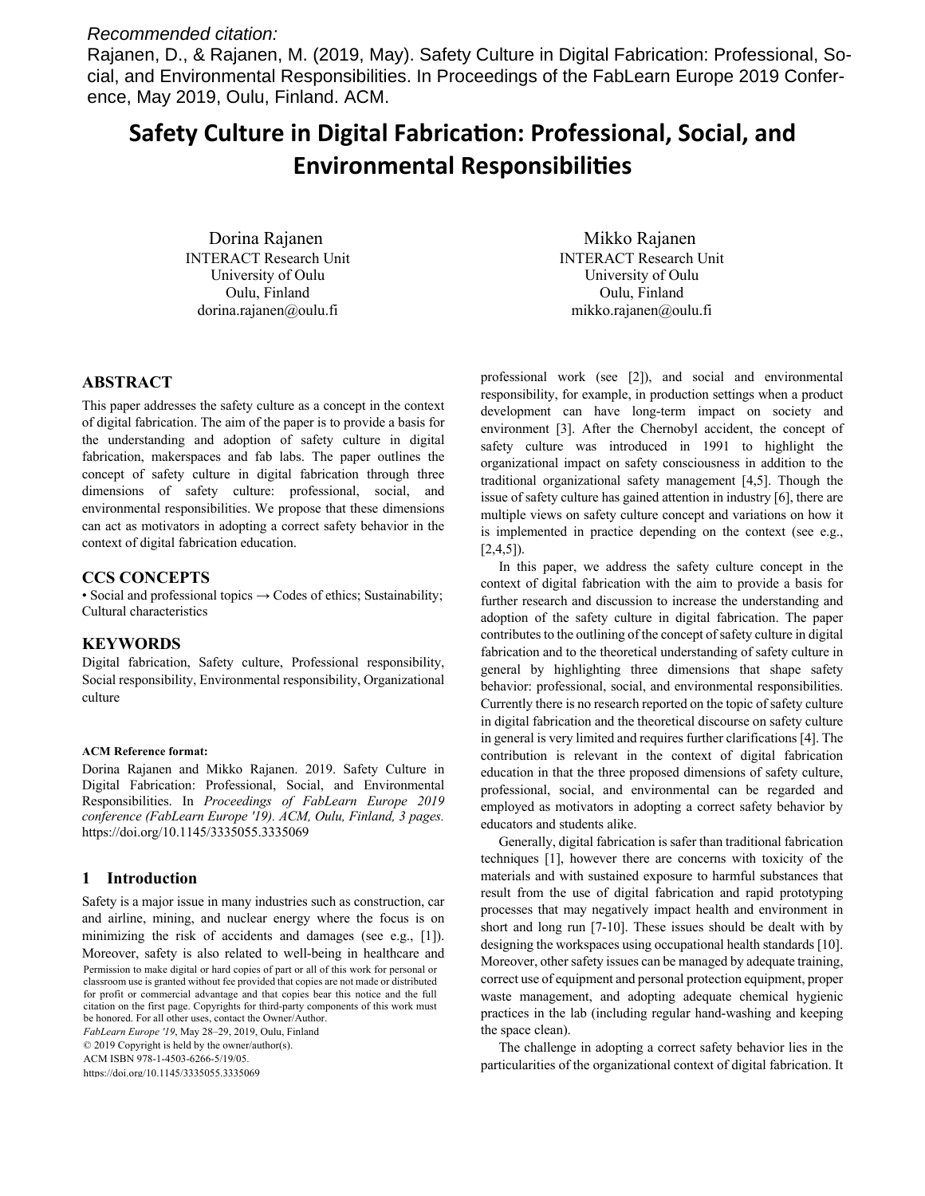*Recommended citation:*

Rajanen, D., & Rajanen, M. (2019, May). Safety Culture in Digital Fabrication: Professional, Social, and Environmental Responsibilities. In Proceedings of the FabLearn Europe 2019 Conference, May 2019, Oulu, Finland. ACM.

# Safety Culture in Digital Fabrication: Professional, Social, and Environmental Responsibilities

Dorina Rajanen
INTERACT Research Unit
University of Oulu
Oulu, Finland
dorina.rajanen@oulu.fi

Mikko Rajanen
INTERACT Research Unit
University of Oulu
Oulu, Finland
mikko.rajanen@oulu.fi

## ABSTRACT

This paper addresses the safety culture as a concept in the context of digital fabrication. The aim of the paper is to provide a basis for the understanding and adoption of safety culture in digital fabrication, makerspaces and fab labs. The paper outlines the concept of safety culture in digital fabrication through three dimensions of safety culture: professional, social, and environmental responsibilities. We propose that these dimensions can act as motivators in adopting a correct safety behavior in the context of digital fabrication education.

## CCS CONCEPTS

• Social and professional topics → Codes of ethics; Sustainability; Cultural characteristics

## KEYWORDS

Digital fabrication, Safety culture, Professional responsibility, Social responsibility, Environmental responsibility, Organizational culture

**ACM Reference format:**

Dorina Rajanen and Mikko Rajanen. 2019. Safety Culture in Digital Fabrication: Professional, Social, and Environmental Responsibilities. In *Proceedings of FabLearn Europe 2019 conference (FabLearn Europe '19). ACM, Oulu, Finland, 3 pages.* https://doi.org/10.1145/3335055.3335069

## 1 Introduction

Safety is a major issue in many industries such as construction, car and airline, mining, and nuclear energy where the focus is on minimizing the risk of accidents and damages (see e.g., [1]). Moreover, safety is also related to well-being in healthcare and professional work (see [2]), and social and environmental responsibility, for example, in production settings when a product development can have long-term impact on society and environment [3]. After the Chernobyl accident, the concept of safety culture was introduced in 1991 to highlight the organizational impact on safety consciousness in addition to the traditional organizational safety management [4,5]. Though the issue of safety culture has gained attention in industry [6], there are multiple views on safety culture concept and variations on how it is implemented in practice depending on the context (see e.g., [2,4,5]).

In this paper, we address the safety culture concept in the context of digital fabrication with the aim to provide a basis for further research and discussion to increase the understanding and adoption of the safety culture in digital fabrication. The paper contributes to the outlining of the concept of safety culture in digital fabrication and to the theoretical understanding of safety culture in general by highlighting three dimensions that shape safety behavior: professional, social, and environmental responsibilities. Currently there is no research reported on the topic of safety culture in digital fabrication and the theoretical discourse on safety culture in general is very limited and requires further clarifications [4]. The contribution is relevant in the context of digital fabrication education in that the three proposed dimensions of safety culture, professional, social, and environmental can be regarded and employed as motivators in adopting a correct safety behavior by educators and students alike.

Generally, digital fabrication is safer than traditional fabrication techniques [1], however there are concerns with toxicity of the materials and with sustained exposure to harmful substances that result from the use of digital fabrication and rapid prototyping processes that may negatively impact health and environment in short and long run [7-10]. These issues should be dealt with by designing the workspaces using occupational health standards [10]. Moreover, other safety issues can be managed by adequate training, correct use of equipment and personal protection equipment, proper waste management, and adopting adequate chemical hygienic practices in the lab (including regular hand-washing and keeping the space clean).

The challenge in adopting a correct safety behavior lies in the particularities of the organizational context of digital fabrication. It

Permission to make digital or hard copies of part or all of this work for personal or classroom use is granted without fee provided that copies are not made or distributed for profit or commercial advantage and that copies bear this notice and the full citation on the first page. Copyrights for third-party components of this work must be honored. For all other uses, contact the Owner/Author.
*FabLearn Europe '19*, May 28–29, 2019, Oulu, Finland
© 2019 Copyright is held by the owner/author(s).
ACM ISBN 978-1-4503-6266-5/19/05.
https://doi.org/10.1145/3335055.3335069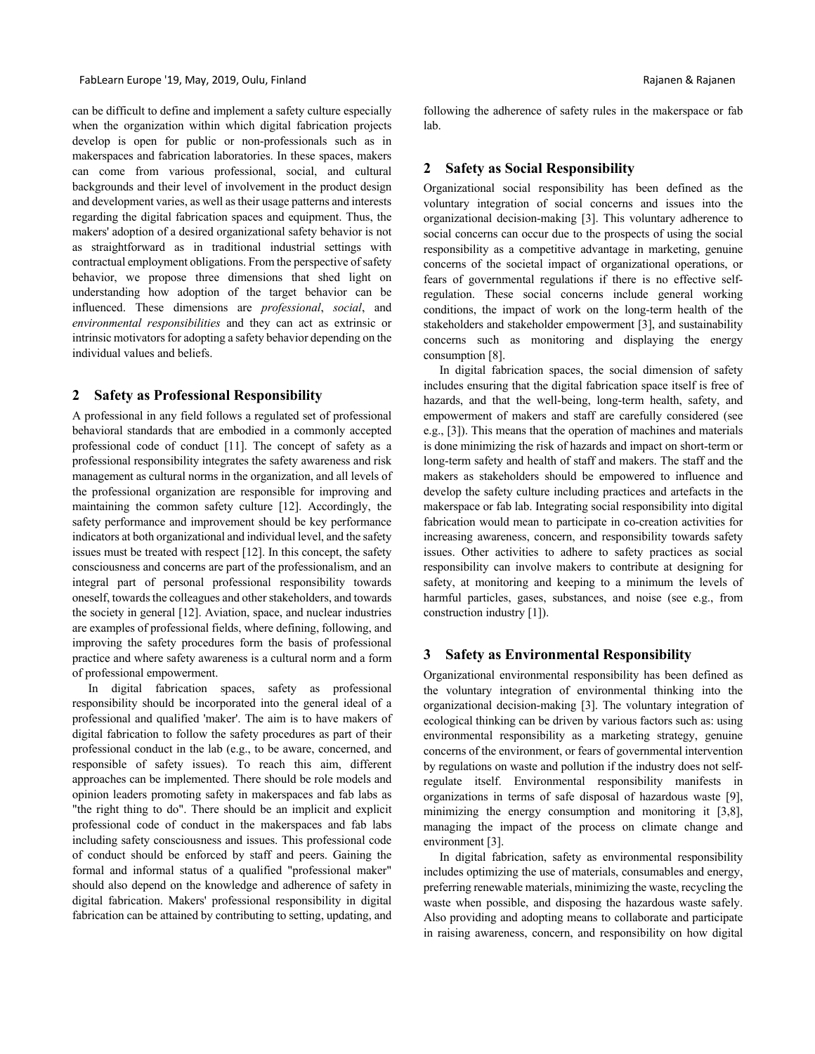can be difficult to define and implement a safety culture especially when the organization within which digital fabrication projects develop is open for public or non-professionals such as in makerspaces and fabrication laboratories. In these spaces, makers can come from various professional, social, and cultural backgrounds and their level of involvement in the product design and development varies, as well as their usage patterns and interests regarding the digital fabrication spaces and equipment. Thus, the makers' adoption of a desired organizational safety behavior is not as straightforward as in traditional industrial settings with contractual employment obligations. From the perspective of safety behavior, we propose three dimensions that shed light on understanding how adoption of the target behavior can be influenced. These dimensions are *professional*, *social*, and *environmental responsibilities* and they can act as extrinsic or intrinsic motivators for adopting a safety behavior depending on the individual values and beliefs.

## 2 Safety as Professional Responsibility

A professional in any field follows a regulated set of professional behavioral standards that are embodied in a commonly accepted professional code of conduct [11]. The concept of safety as a professional responsibility integrates the safety awareness and risk management as cultural norms in the organization, and all levels of the professional organization are responsible for improving and maintaining the common safety culture [12]. Accordingly, the safety performance and improvement should be key performance indicators at both organizational and individual level, and the safety issues must be treated with respect [12]. In this concept, the safety consciousness and concerns are part of the professionalism, and an integral part of personal professional responsibility towards oneself, towards the colleagues and other stakeholders, and towards the society in general [12]. Aviation, space, and nuclear industries are examples of professional fields, where defining, following, and improving the safety procedures form the basis of professional practice and where safety awareness is a cultural norm and a form of professional empowerment.

In digital fabrication spaces, safety as professional responsibility should be incorporated into the general ideal of a professional and qualified 'maker'. The aim is to have makers of digital fabrication to follow the safety procedures as part of their professional conduct in the lab (e.g., to be aware, concerned, and responsible of safety issues). To reach this aim, different approaches can be implemented. There should be role models and opinion leaders promoting safety in makerspaces and fab labs as "the right thing to do". There should be an implicit and explicit professional code of conduct in the makerspaces and fab labs including safety consciousness and issues. This professional code of conduct should be enforced by staff and peers. Gaining the formal and informal status of a qualified "professional maker" should also depend on the knowledge and adherence of safety in digital fabrication. Makers' professional responsibility in digital fabrication can be attained by contributing to setting, updating, and following the adherence of safety rules in the makerspace or fab lab.

## 2 Safety as Social Responsibility

Organizational social responsibility has been defined as the voluntary integration of social concerns and issues into the organizational decision-making [3]. This voluntary adherence to social concerns can occur due to the prospects of using the social responsibility as a competitive advantage in marketing, genuine concerns of the societal impact of organizational operations, or fears of governmental regulations if there is no effective self-regulation. These social concerns include general working conditions, the impact of work on the long-term health of the stakeholders and stakeholder empowerment [3], and sustainability concerns such as monitoring and displaying the energy consumption [8].

In digital fabrication spaces, the social dimension of safety includes ensuring that the digital fabrication space itself is free of hazards, and that the well-being, long-term health, safety, and empowerment of makers and staff are carefully considered (see e.g., [3]). This means that the operation of machines and materials is done minimizing the risk of hazards and impact on short-term or long-term safety and health of staff and makers. The staff and the makers as stakeholders should be empowered to influence and develop the safety culture including practices and artefacts in the makerspace or fab lab. Integrating social responsibility into digital fabrication would mean to participate in co-creation activities for increasing awareness, concern, and responsibility towards safety issues. Other activities to adhere to safety practices as social responsibility can involve makers to contribute at designing for safety, at monitoring and keeping to a minimum the levels of harmful particles, gases, substances, and noise (see e.g., from construction industry [1]).

## 3 Safety as Environmental Responsibility

Organizational environmental responsibility has been defined as the voluntary integration of environmental thinking into the organizational decision-making [3]. The voluntary integration of ecological thinking can be driven by various factors such as: using environmental responsibility as a marketing strategy, genuine concerns of the environment, or fears of governmental intervention by regulations on waste and pollution if the industry does not self-regulate itself. Environmental responsibility manifests in organizations in terms of safe disposal of hazardous waste [9], minimizing the energy consumption and monitoring it [3,8], managing the impact of the process on climate change and environment [3].

In digital fabrication, safety as environmental responsibility includes optimizing the use of materials, consumables and energy, preferring renewable materials, minimizing the waste, recycling the waste when possible, and disposing the hazardous waste safely. Also providing and adopting means to collaborate and participate in raising awareness, concern, and responsibility on how digital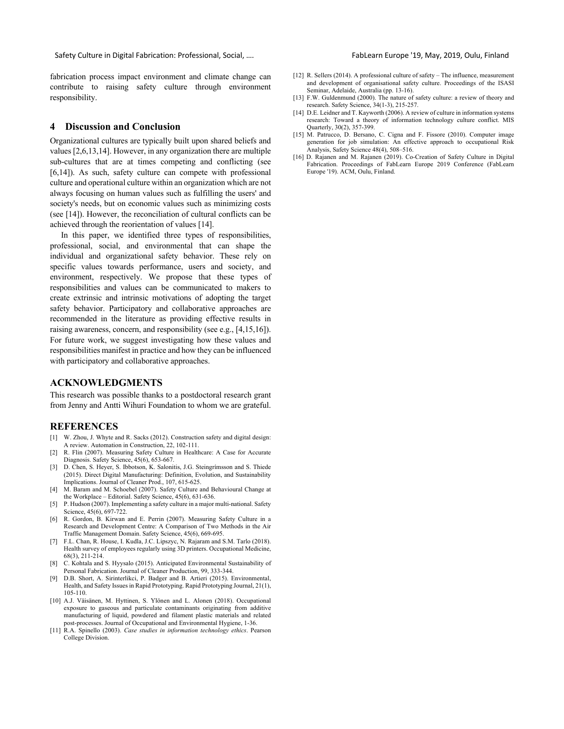fabrication process impact environment and climate change can contribute to raising safety culture through environment responsibility.

## 4 Discussion and Conclusion

Organizational cultures are typically built upon shared beliefs and values [2,6,13,14]. However, in any organization there are multiple sub-cultures that are at times competing and conflicting (see [6,14]). As such, safety culture can compete with professional culture and operational culture within an organization which are not always focusing on human values such as fulfilling the users' and society's needs, but on economic values such as minimizing costs (see [14]). However, the reconciliation of cultural conflicts can be achieved through the reorientation of values [14].

In this paper, we identified three types of responsibilities, professional, social, and environmental that can shape the individual and organizational safety behavior. These rely on specific values towards performance, users and society, and environment, respectively. We propose that these types of responsibilities and values can be communicated to makers to create extrinsic and intrinsic motivations of adopting the target safety behavior. Participatory and collaborative approaches are recommended in the literature as providing effective results in raising awareness, concern, and responsibility (see e.g., [4,15,16]). For future work, we suggest investigating how these values and responsibilities manifest in practice and how they can be influenced with participatory and collaborative approaches.

## ACKNOWLEDGMENTS

This research was possible thanks to a postdoctoral research grant from Jenny and Antti Wihuri Foundation to whom we are grateful.

## REFERENCES

[1] W. Zhou, J. Whyte and R. Sacks (2012). Construction safety and digital design: A review. Automation in Construction, 22, 102-111.

[2] R. Flin (2007). Measuring Safety Culture in Healthcare: A Case for Accurate Diagnosis. Safety Science, 45(6), 653-667.

[3] D. Chen, S. Heyer, S. Ibbotson, K. Salonitis, J.G. Steingrímsson and S. Thiede (2015). Direct Digital Manufacturing: Definition, Evolution, and Sustainability Implications. Journal of Cleaner Prod., 107, 615-625.

[4] M. Baram and M. Schoebel (2007). Safety Culture and Behavioural Change at the Workplace – Editorial. Safety Science, 45(6), 631-636.

[5] P. Hudson (2007). Implementing a safety culture in a major multi-national. Safety Science, 45(6), 697-722.

[6] R. Gordon, B. Kirwan and E. Perrin (2007). Measuring Safety Culture in a Research and Development Centre: A Comparison of Two Methods in the Air Traffic Management Domain. Safety Science, 45(6), 669-695.

[7] F.L. Chan, R. House, I. Kudla, J.C. Lipszyc, N. Rajaram and S.M. Tarlo (2018). Health survey of employees regularly using 3D printers. Occupational Medicine, 68(3), 211-214.

[8] C. Kohtala and S. Hyysalo (2015). Anticipated Environmental Sustainability of Personal Fabrication. Journal of Cleaner Production, 99, 333-344.

[9] D.B. Short, A. Sirinterlikci, P. Badger and B. Artieri (2015). Environmental, Health, and Safety Issues in Rapid Prototyping. Rapid Prototyping Journal, 21(1), 105-110.

[10] A.J. Väisänen, M. Hyttinen, S. Ylönen and L. Alonen (2018). Occupational exposure to gaseous and particulate contaminants originating from additive manufacturing of liquid, powdered and filament plastic materials and related post-processes. Journal of Occupational and Environmental Hygiene, 1-36.

[11] R.A. Spinello (2003). *Case studies in information technology ethics*. Pearson College Division.

[12] R. Sellers (2014). A professional culture of safety – The influence, measurement and development of organisational safety culture. Proceedings of the ISASI Seminar, Adelaide, Australia (pp. 13-16).

[13] F.W. Guldenmund (2000). The nature of safety culture: a review of theory and research. Safety Science, 34(1-3), 215-257.

[14] D.E. Leidner and T. Kayworth (2006). A review of culture in information systems research: Toward a theory of information technology culture conflict. MIS Quarterly, 30(2), 357-399.

[15] M. Patrucco, D. Bersano, C. Cigna and F. Fissore (2010). Computer image generation for job simulation: An effective approach to occupational Risk Analysis, Safety Science 48(4), 508–516.

[16] D. Rajanen and M. Rajanen (2019). Co-Creation of Safety Culture in Digital Fabrication. Proceedings of FabLearn Europe 2019 Conference (FabLearn Europe '19). ACM, Oulu, Finland.